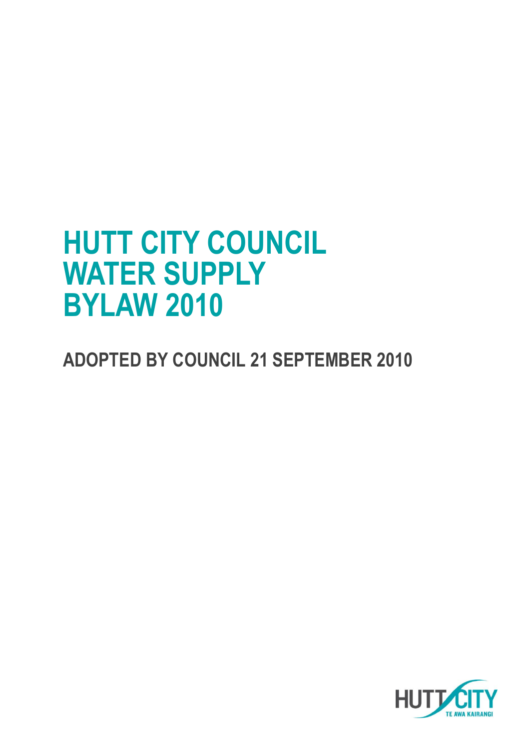# HUTT CITY COUNCIL WATER SUPPLY BYLAW 2010

## ADOPTED BY COUNCIL 21 SEPTEMBER 2010

HUTT CITY
TE AWA KAIRANGI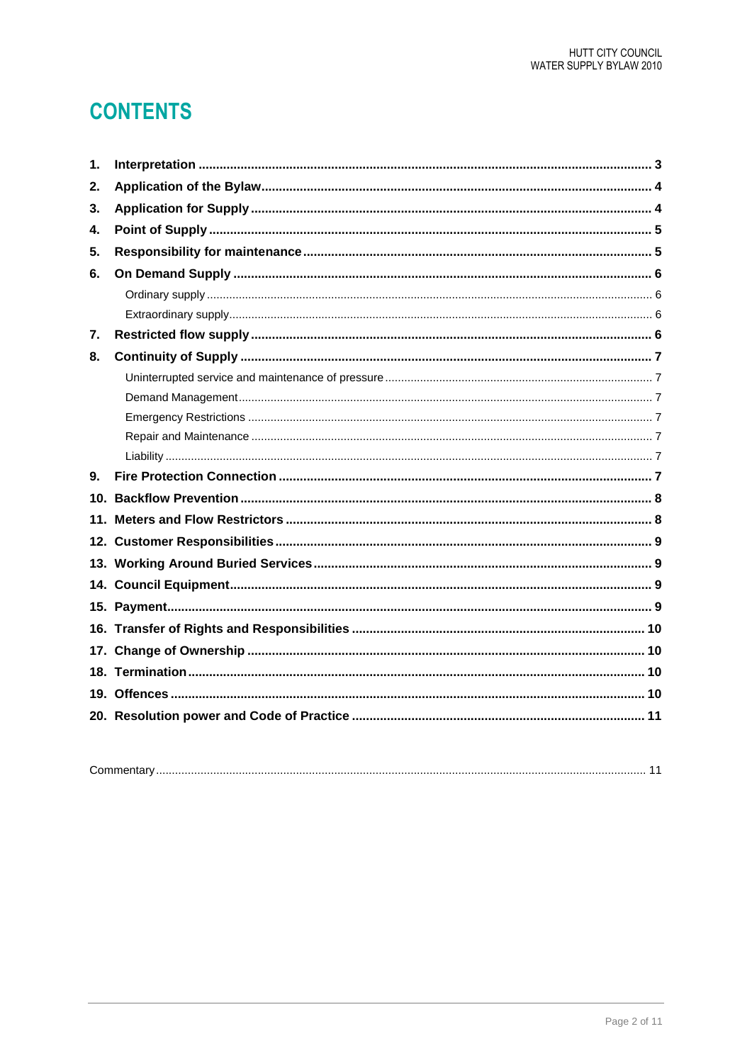# CONTENTS

1. **Interpretation** ........................................ 3
2. **Application of the Bylaw** ........................................ 4
3. **Application for Supply** ........................................ 4
4. **Point of Supply** ........................................ 5
5. **Responsibility for maintenance** ........................................ 5
6. **On Demand Supply** ........................................ 6
   - Ordinary supply ........................................ 6
   - Extraordinary supply ........................................ 6
7. **Restricted flow supply** ........................................ 6
8. **Continuity of Supply** ........................................ 7
   - Uninterrupted service and maintenance of pressure ........................................ 7
   - Demand Management ........................................ 7
   - Emergency Restrictions ........................................ 7
   - Repair and Maintenance ........................................ 7
   - Liability ........................................ 7
9. **Fire Protection Connection** ........................................ 7
10. **Backflow Prevention** ........................................ 8
11. **Meters and Flow Restrictors** ........................................ 8
12. **Customer Responsibilities** ........................................ 9
13. **Working Around Buried Services** ........................................ 9
14. **Council Equipment** ........................................ 9
15. **Payment** ........................................ 9
16. **Transfer of Rights and Responsibilities** ........................................ 10
17. **Change of Ownership** ........................................ 10
18. **Termination** ........................................ 10
19. **Offences** ........................................ 10
20. **Resolution power and Code of Practice** ........................................ 11

Commentary ........................................ 11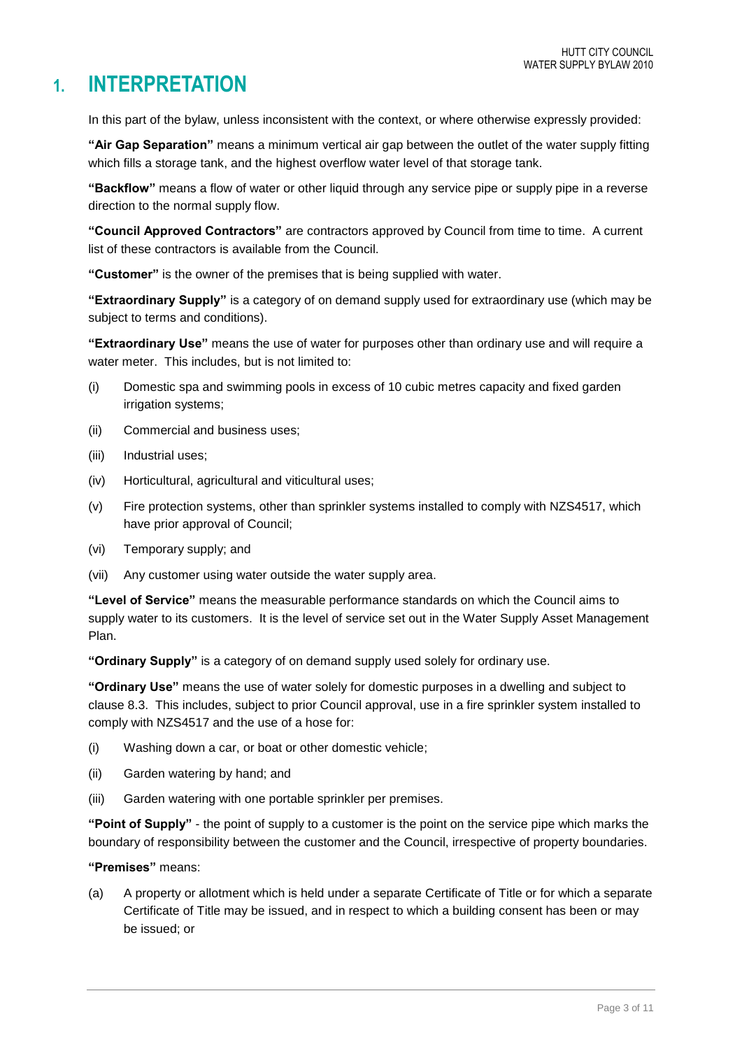# 1. INTERPRETATION

In this part of the bylaw, unless inconsistent with the context, or where otherwise expressly provided:

**"Air Gap Separation"** means a minimum vertical air gap between the outlet of the water supply fitting which fills a storage tank, and the highest overflow water level of that storage tank.

**"Backflow"** means a flow of water or other liquid through any service pipe or supply pipe in a reverse direction to the normal supply flow.

**"Council Approved Contractors"** are contractors approved by Council from time to time. A current list of these contractors is available from the Council.

**"Customer"** is the owner of the premises that is being supplied with water.

**"Extraordinary Supply"** is a category of on demand supply used for extraordinary use (which may be subject to terms and conditions).

**"Extraordinary Use"** means the use of water for purposes other than ordinary use and will require a water meter. This includes, but is not limited to:

(i) Domestic spa and swimming pools in excess of 10 cubic metres capacity and fixed garden irrigation systems;

(ii) Commercial and business uses;

(iii) Industrial uses;

(iv) Horticultural, agricultural and viticultural uses;

(v) Fire protection systems, other than sprinkler systems installed to comply with NZS4517, which have prior approval of Council;

(vi) Temporary supply; and

(vii) Any customer using water outside the water supply area.

**"Level of Service"** means the measurable performance standards on which the Council aims to supply water to its customers. It is the level of service set out in the Water Supply Asset Management Plan.

**"Ordinary Supply"** is a category of on demand supply used solely for ordinary use.

**"Ordinary Use"** means the use of water solely for domestic purposes in a dwelling and subject to clause 8.3. This includes, subject to prior Council approval, use in a fire sprinkler system installed to comply with NZS4517 and the use of a hose for:

(i) Washing down a car, or boat or other domestic vehicle;

(ii) Garden watering by hand; and

(iii) Garden watering with one portable sprinkler per premises.

**"Point of Supply"** - the point of supply to a customer is the point on the service pipe which marks the boundary of responsibility between the customer and the Council, irrespective of property boundaries.

**"Premises"** means:

(a) A property or allotment which is held under a separate Certificate of Title or for which a separate Certificate of Title may be issued, and in respect to which a building consent has been or may be issued; or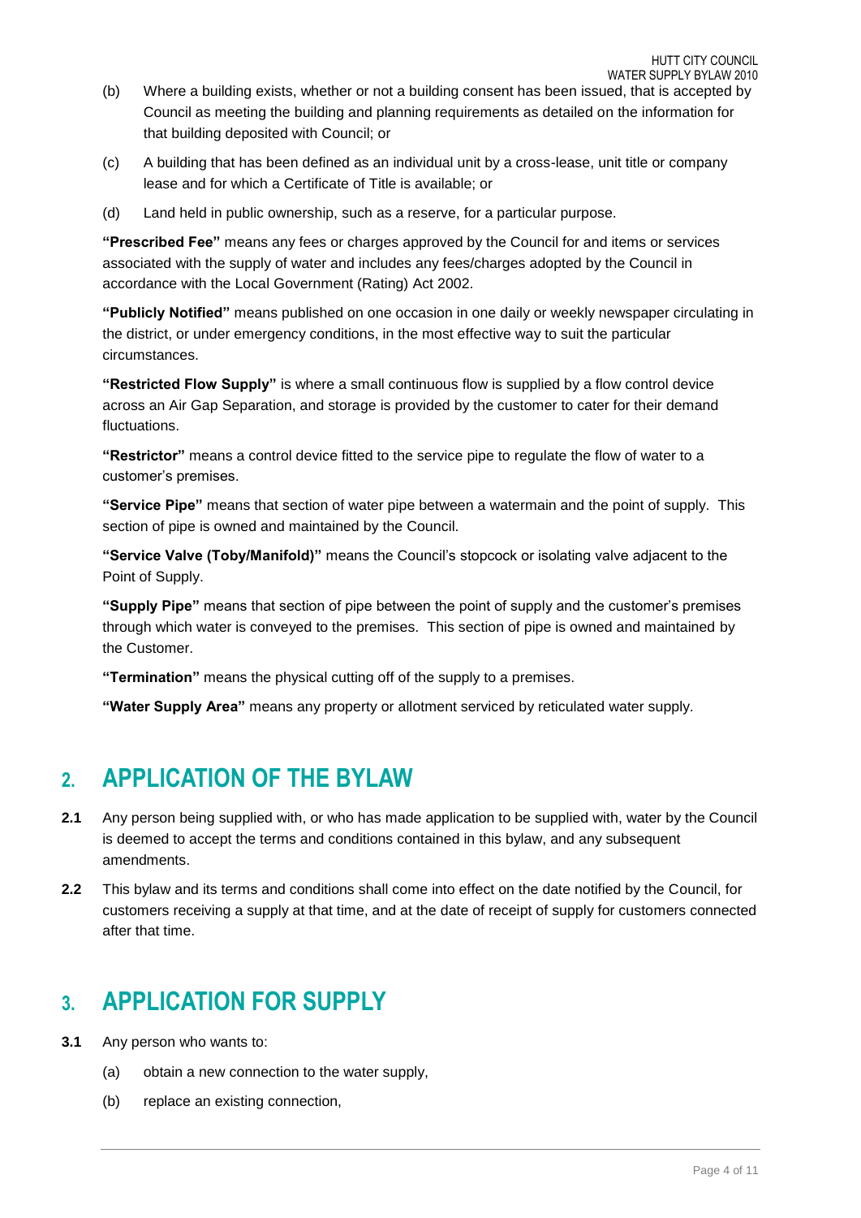(b) Where a building exists, whether or not a building consent has been issued, that is accepted by Council as meeting the building and planning requirements as detailed on the information for that building deposited with Council; or

(c) A building that has been defined as an individual unit by a cross-lease, unit title or company lease and for which a Certificate of Title is available; or

(d) Land held in public ownership, such as a reserve, for a particular purpose.

**"Prescribed Fee"** means any fees or charges approved by the Council for and items or services associated with the supply of water and includes any fees/charges adopted by the Council in accordance with the Local Government (Rating) Act 2002.

**"Publicly Notified"** means published on one occasion in one daily or weekly newspaper circulating in the district, or under emergency conditions, in the most effective way to suit the particular circumstances.

**"Restricted Flow Supply"** is where a small continuous flow is supplied by a flow control device across an Air Gap Separation, and storage is provided by the customer to cater for their demand fluctuations.

**"Restrictor"** means a control device fitted to the service pipe to regulate the flow of water to a customer's premises.

**"Service Pipe"** means that section of water pipe between a watermain and the point of supply. This section of pipe is owned and maintained by the Council.

**"Service Valve (Toby/Manifold)"** means the Council's stopcock or isolating valve adjacent to the Point of Supply.

**"Supply Pipe"** means that section of pipe between the point of supply and the customer's premises through which water is conveyed to the premises. This section of pipe is owned and maintained by the Customer.

**"Termination"** means the physical cutting off of the supply to a premises.

**"Water Supply Area"** means any property or allotment serviced by reticulated water supply.

# 2. APPLICATION OF THE BYLAW

**2.1** Any person being supplied with, or who has made application to be supplied with, water by the Council is deemed to accept the terms and conditions contained in this bylaw, and any subsequent amendments.

**2.2** This bylaw and its terms and conditions shall come into effect on the date notified by the Council, for customers receiving a supply at that time, and at the date of receipt of supply for customers connected after that time.

# 3. APPLICATION FOR SUPPLY

**3.1** Any person who wants to:

(a) obtain a new connection to the water supply,

(b) replace an existing connection,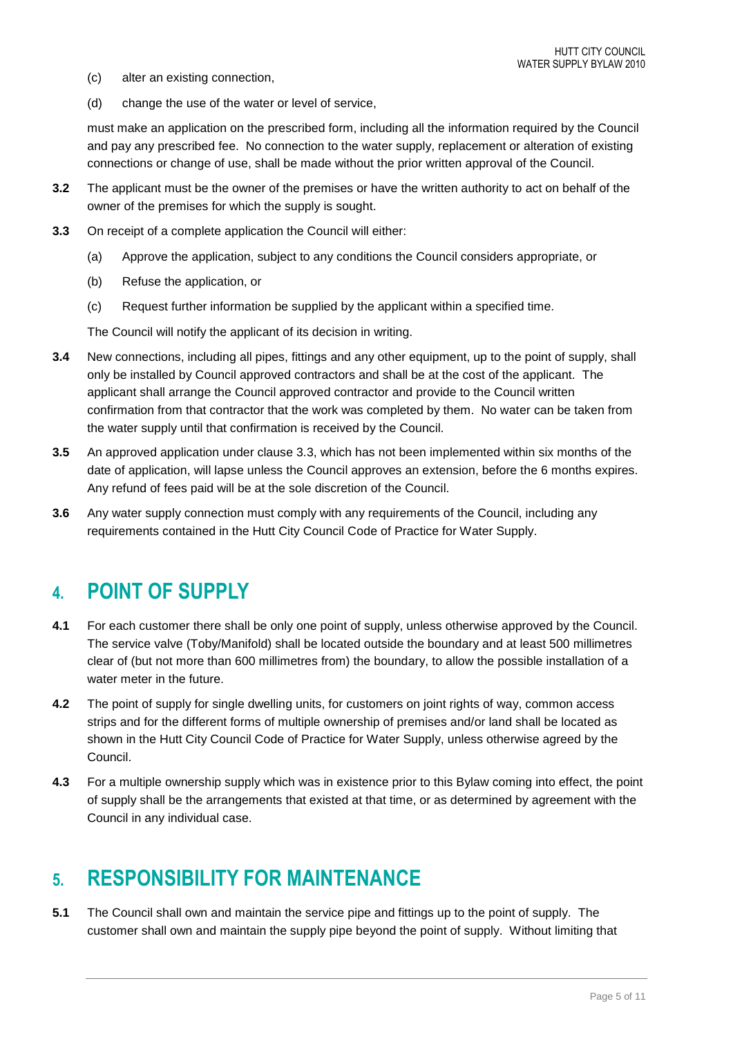(c) alter an existing connection,

(d) change the use of the water or level of service,

must make an application on the prescribed form, including all the information required by the Council and pay any prescribed fee. No connection to the water supply, replacement or alteration of existing connections or change of use, shall be made without the prior written approval of the Council.

**3.2** The applicant must be the owner of the premises or have the written authority to act on behalf of the owner of the premises for which the supply is sought.

**3.3** On receipt of a complete application the Council will either:

(a) Approve the application, subject to any conditions the Council considers appropriate, or

(b) Refuse the application, or

(c) Request further information be supplied by the applicant within a specified time.

The Council will notify the applicant of its decision in writing.

**3.4** New connections, including all pipes, fittings and any other equipment, up to the point of supply, shall only be installed by Council approved contractors and shall be at the cost of the applicant. The applicant shall arrange the Council approved contractor and provide to the Council written confirmation from that contractor that the work was completed by them. No water can be taken from the water supply until that confirmation is received by the Council.

**3.5** An approved application under clause 3.3, which has not been implemented within six months of the date of application, will lapse unless the Council approves an extension, before the 6 months expires. Any refund of fees paid will be at the sole discretion of the Council.

**3.6** Any water supply connection must comply with any requirements of the Council, including any requirements contained in the Hutt City Council Code of Practice for Water Supply.

# 4. POINT OF SUPPLY

**4.1** For each customer there shall be only one point of supply, unless otherwise approved by the Council. The service valve (Toby/Manifold) shall be located outside the boundary and at least 500 millimetres clear of (but not more than 600 millimetres from) the boundary, to allow the possible installation of a water meter in the future.

**4.2** The point of supply for single dwelling units, for customers on joint rights of way, common access strips and for the different forms of multiple ownership of premises and/or land shall be located as shown in the Hutt City Council Code of Practice for Water Supply, unless otherwise agreed by the Council.

**4.3** For a multiple ownership supply which was in existence prior to this Bylaw coming into effect, the point of supply shall be the arrangements that existed at that time, or as determined by agreement with the Council in any individual case.

# 5. RESPONSIBILITY FOR MAINTENANCE

**5.1** The Council shall own and maintain the service pipe and fittings up to the point of supply. The customer shall own and maintain the supply pipe beyond the point of supply. Without limiting that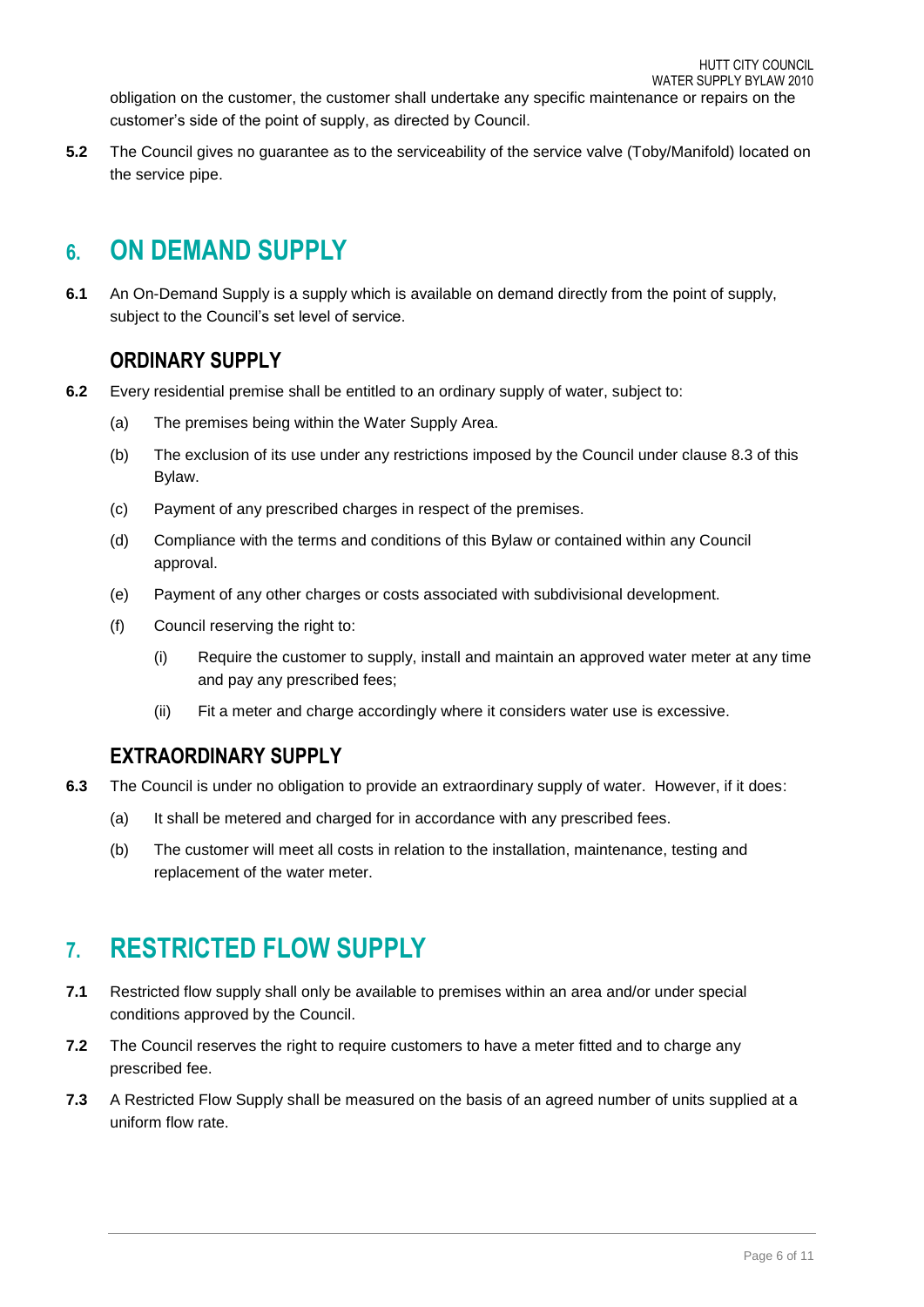obligation on the customer, the customer shall undertake any specific maintenance or repairs on the customer's side of the point of supply, as directed by Council.

**5.2** The Council gives no guarantee as to the serviceability of the service valve (Toby/Manifold) located on the service pipe.

# 6. ON DEMAND SUPPLY

**6.1** An On-Demand Supply is a supply which is available on demand directly from the point of supply, subject to the Council's set level of service.

## ORDINARY SUPPLY

**6.2** Every residential premise shall be entitled to an ordinary supply of water, subject to:

- (a) The premises being within the Water Supply Area.
- (b) The exclusion of its use under any restrictions imposed by the Council under clause 8.3 of this Bylaw.
- (c) Payment of any prescribed charges in respect of the premises.
- (d) Compliance with the terms and conditions of this Bylaw or contained within any Council approval.
- (e) Payment of any other charges or costs associated with subdivisional development.
- (f) Council reserving the right to:
  - (i) Require the customer to supply, install and maintain an approved water meter at any time and pay any prescribed fees;
  - (ii) Fit a meter and charge accordingly where it considers water use is excessive.

## EXTRAORDINARY SUPPLY

**6.3** The Council is under no obligation to provide an extraordinary supply of water. However, if it does:

- (a) It shall be metered and charged for in accordance with any prescribed fees.
- (b) The customer will meet all costs in relation to the installation, maintenance, testing and replacement of the water meter.

# 7. RESTRICTED FLOW SUPPLY

**7.1** Restricted flow supply shall only be available to premises within an area and/or under special conditions approved by the Council.

**7.2** The Council reserves the right to require customers to have a meter fitted and to charge any prescribed fee.

**7.3** A Restricted Flow Supply shall be measured on the basis of an agreed number of units supplied at a uniform flow rate.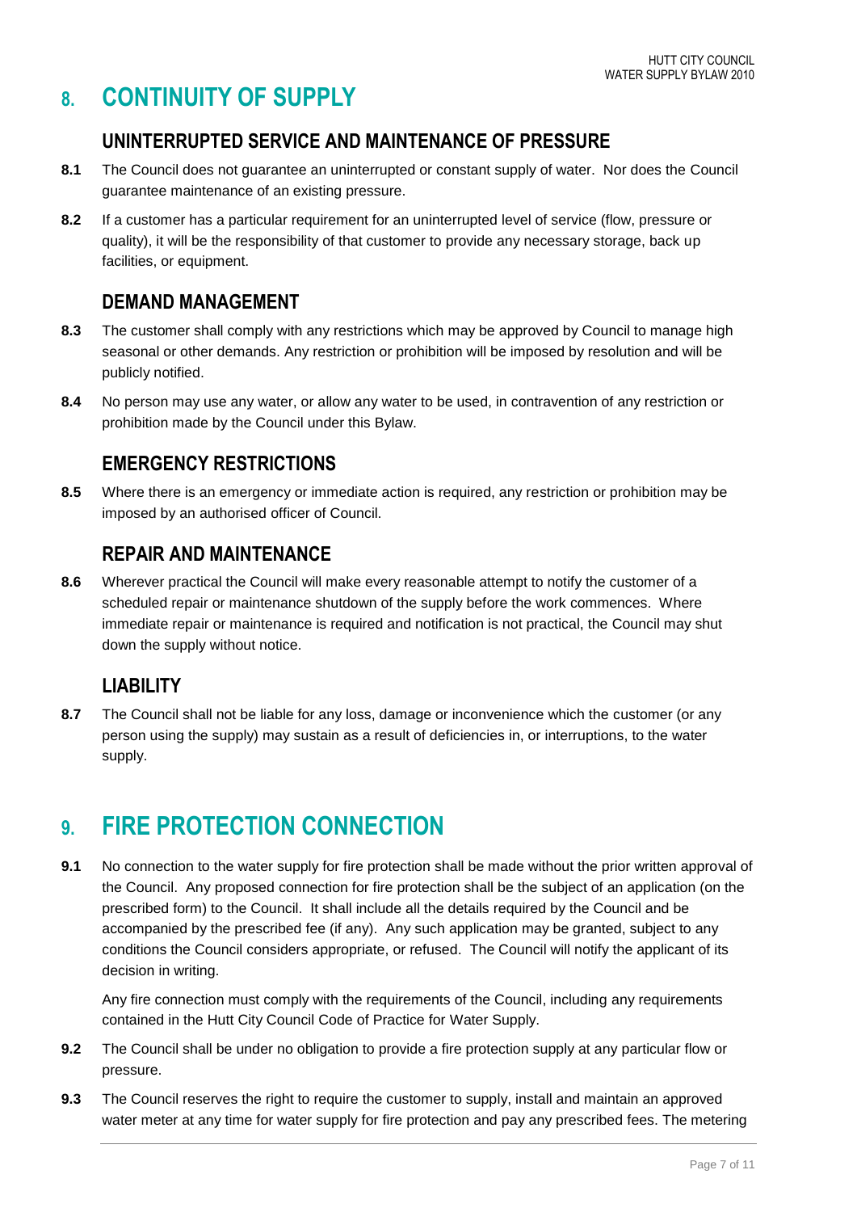# 8. CONTINUITY OF SUPPLY

## UNINTERRUPTED SERVICE AND MAINTENANCE OF PRESSURE

**8.1** The Council does not guarantee an uninterrupted or constant supply of water. Nor does the Council guarantee maintenance of an existing pressure.

**8.2** If a customer has a particular requirement for an uninterrupted level of service (flow, pressure or quality), it will be the responsibility of that customer to provide any necessary storage, back up facilities, or equipment.

## DEMAND MANAGEMENT

**8.3** The customer shall comply with any restrictions which may be approved by Council to manage high seasonal or other demands. Any restriction or prohibition will be imposed by resolution and will be publicly notified.

**8.4** No person may use any water, or allow any water to be used, in contravention of any restriction or prohibition made by the Council under this Bylaw.

## EMERGENCY RESTRICTIONS

**8.5** Where there is an emergency or immediate action is required, any restriction or prohibition may be imposed by an authorised officer of Council.

## REPAIR AND MAINTENANCE

**8.6** Wherever practical the Council will make every reasonable attempt to notify the customer of a scheduled repair or maintenance shutdown of the supply before the work commences. Where immediate repair or maintenance is required and notification is not practical, the Council may shut down the supply without notice.

## LIABILITY

**8.7** The Council shall not be liable for any loss, damage or inconvenience which the customer (or any person using the supply) may sustain as a result of deficiencies in, or interruptions, to the water supply.

# 9. FIRE PROTECTION CONNECTION

**9.1** No connection to the water supply for fire protection shall be made without the prior written approval of the Council. Any proposed connection for fire protection shall be the subject of an application (on the prescribed form) to the Council. It shall include all the details required by the Council and be accompanied by the prescribed fee (if any). Any such application may be granted, subject to any conditions the Council considers appropriate, or refused. The Council will notify the applicant of its decision in writing.

Any fire connection must comply with the requirements of the Council, including any requirements contained in the Hutt City Council Code of Practice for Water Supply.

**9.2** The Council shall be under no obligation to provide a fire protection supply at any particular flow or pressure.

**9.3** The Council reserves the right to require the customer to supply, install and maintain an approved water meter at any time for water supply for fire protection and pay any prescribed fees. The metering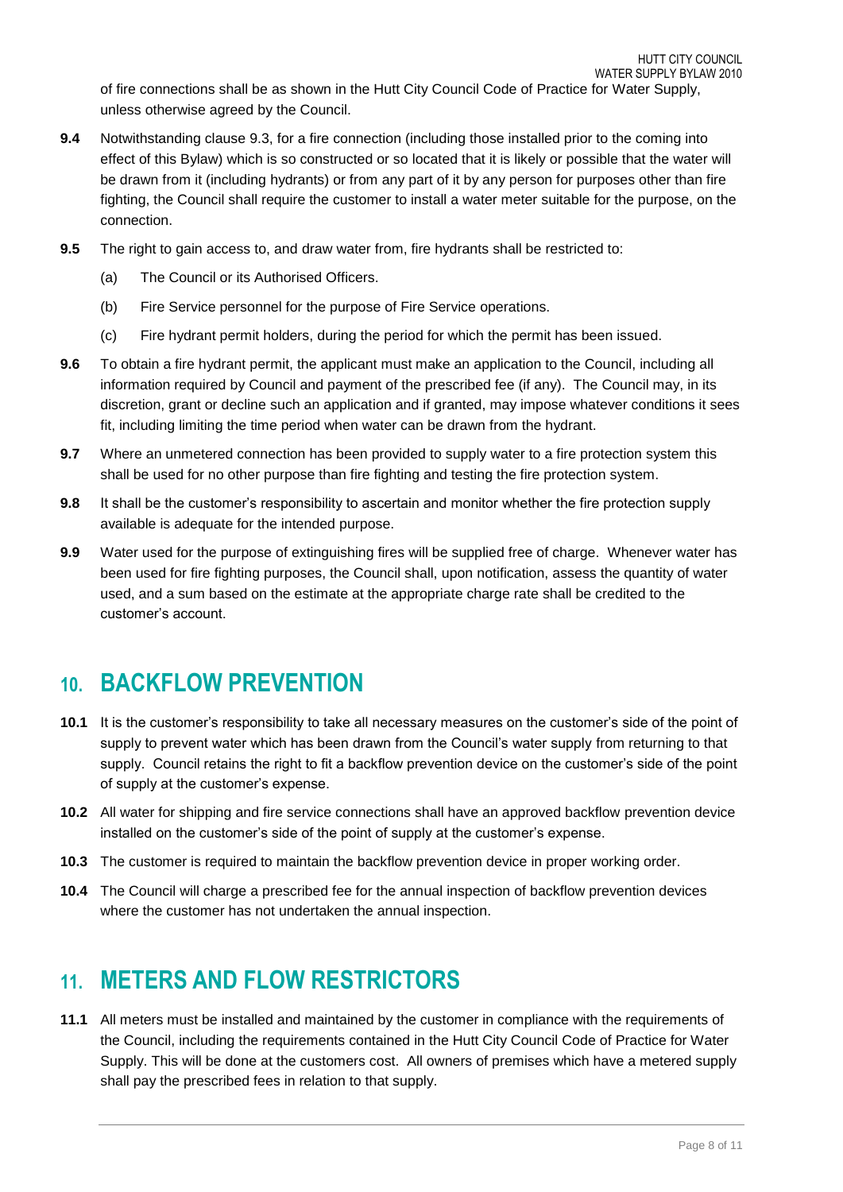of fire connections shall be as shown in the Hutt City Council Code of Practice for Water Supply, unless otherwise agreed by the Council.

**9.4** Notwithstanding clause 9.3, for a fire connection (including those installed prior to the coming into effect of this Bylaw) which is so constructed or so located that it is likely or possible that the water will be drawn from it (including hydrants) or from any part of it by any person for purposes other than fire fighting, the Council shall require the customer to install a water meter suitable for the purpose, on the connection.

**9.5** The right to gain access to, and draw water from, fire hydrants shall be restricted to:

(a) The Council or its Authorised Officers.

(b) Fire Service personnel for the purpose of Fire Service operations.

(c) Fire hydrant permit holders, during the period for which the permit has been issued.

**9.6** To obtain a fire hydrant permit, the applicant must make an application to the Council, including all information required by Council and payment of the prescribed fee (if any). The Council may, in its discretion, grant or decline such an application and if granted, may impose whatever conditions it sees fit, including limiting the time period when water can be drawn from the hydrant.

**9.7** Where an unmetered connection has been provided to supply water to a fire protection system this shall be used for no other purpose than fire fighting and testing the fire protection system.

**9.8** It shall be the customer's responsibility to ascertain and monitor whether the fire protection supply available is adequate for the intended purpose.

**9.9** Water used for the purpose of extinguishing fires will be supplied free of charge. Whenever water has been used for fire fighting purposes, the Council shall, upon notification, assess the quantity of water used, and a sum based on the estimate at the appropriate charge rate shall be credited to the customer's account.

## 10. BACKFLOW PREVENTION

**10.1** It is the customer's responsibility to take all necessary measures on the customer's side of the point of supply to prevent water which has been drawn from the Council's water supply from returning to that supply. Council retains the right to fit a backflow prevention device on the customer's side of the point of supply at the customer's expense.

**10.2** All water for shipping and fire service connections shall have an approved backflow prevention device installed on the customer's side of the point of supply at the customer's expense.

**10.3** The customer is required to maintain the backflow prevention device in proper working order.

**10.4** The Council will charge a prescribed fee for the annual inspection of backflow prevention devices where the customer has not undertaken the annual inspection.

## 11. METERS AND FLOW RESTRICTORS

**11.1** All meters must be installed and maintained by the customer in compliance with the requirements of the Council, including the requirements contained in the Hutt City Council Code of Practice for Water Supply. This will be done at the customers cost. All owners of premises which have a metered supply shall pay the prescribed fees in relation to that supply.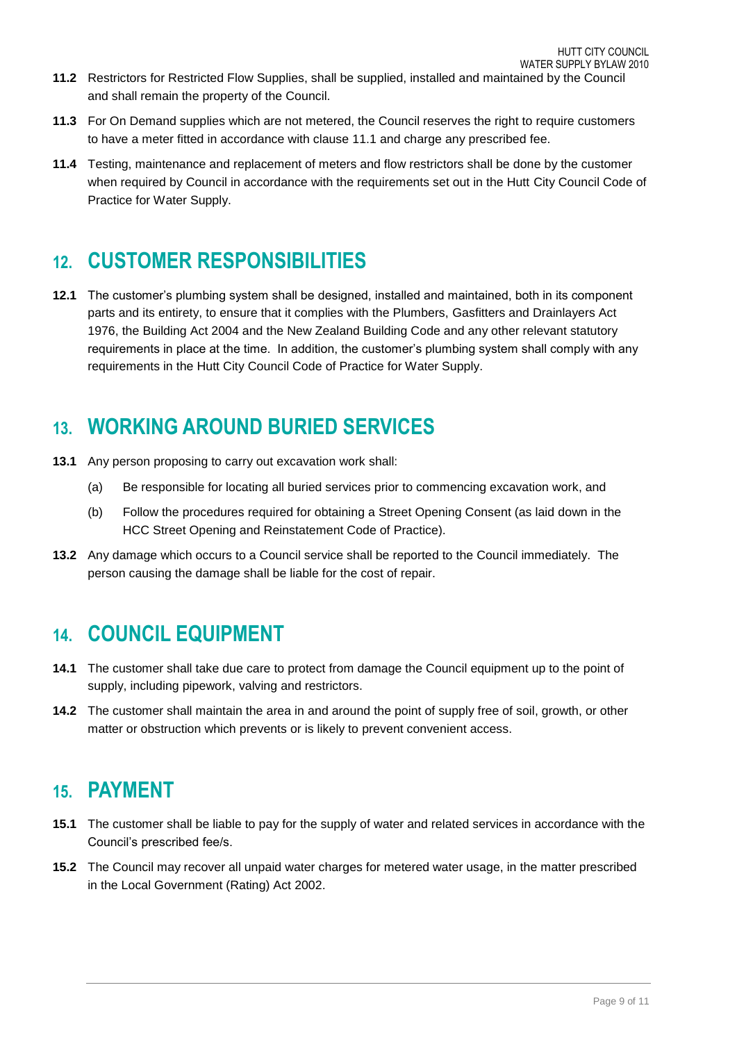**11.2** Restrictors for Restricted Flow Supplies, shall be supplied, installed and maintained by the Council and shall remain the property of the Council.

**11.3** For On Demand supplies which are not metered, the Council reserves the right to require customers to have a meter fitted in accordance with clause 11.1 and charge any prescribed fee.

**11.4** Testing, maintenance and replacement of meters and flow restrictors shall be done by the customer when required by Council in accordance with the requirements set out in the Hutt City Council Code of Practice for Water Supply.

## 12. CUSTOMER RESPONSIBILITIES

**12.1** The customer's plumbing system shall be designed, installed and maintained, both in its component parts and its entirety, to ensure that it complies with the Plumbers, Gasfitters and Drainlayers Act 1976, the Building Act 2004 and the New Zealand Building Code and any other relevant statutory requirements in place at the time. In addition, the customer's plumbing system shall comply with any requirements in the Hutt City Council Code of Practice for Water Supply.

## 13. WORKING AROUND BURIED SERVICES

**13.1** Any person proposing to carry out excavation work shall:

(a) Be responsible for locating all buried services prior to commencing excavation work, and

(b) Follow the procedures required for obtaining a Street Opening Consent (as laid down in the HCC Street Opening and Reinstatement Code of Practice).

**13.2** Any damage which occurs to a Council service shall be reported to the Council immediately. The person causing the damage shall be liable for the cost of repair.

## 14. COUNCIL EQUIPMENT

**14.1** The customer shall take due care to protect from damage the Council equipment up to the point of supply, including pipework, valving and restrictors.

**14.2** The customer shall maintain the area in and around the point of supply free of soil, growth, or other matter or obstruction which prevents or is likely to prevent convenient access.

## 15. PAYMENT

**15.1** The customer shall be liable to pay for the supply of water and related services in accordance with the Council's prescribed fee/s.

**15.2** The Council may recover all unpaid water charges for metered water usage, in the matter prescribed in the Local Government (Rating) Act 2002.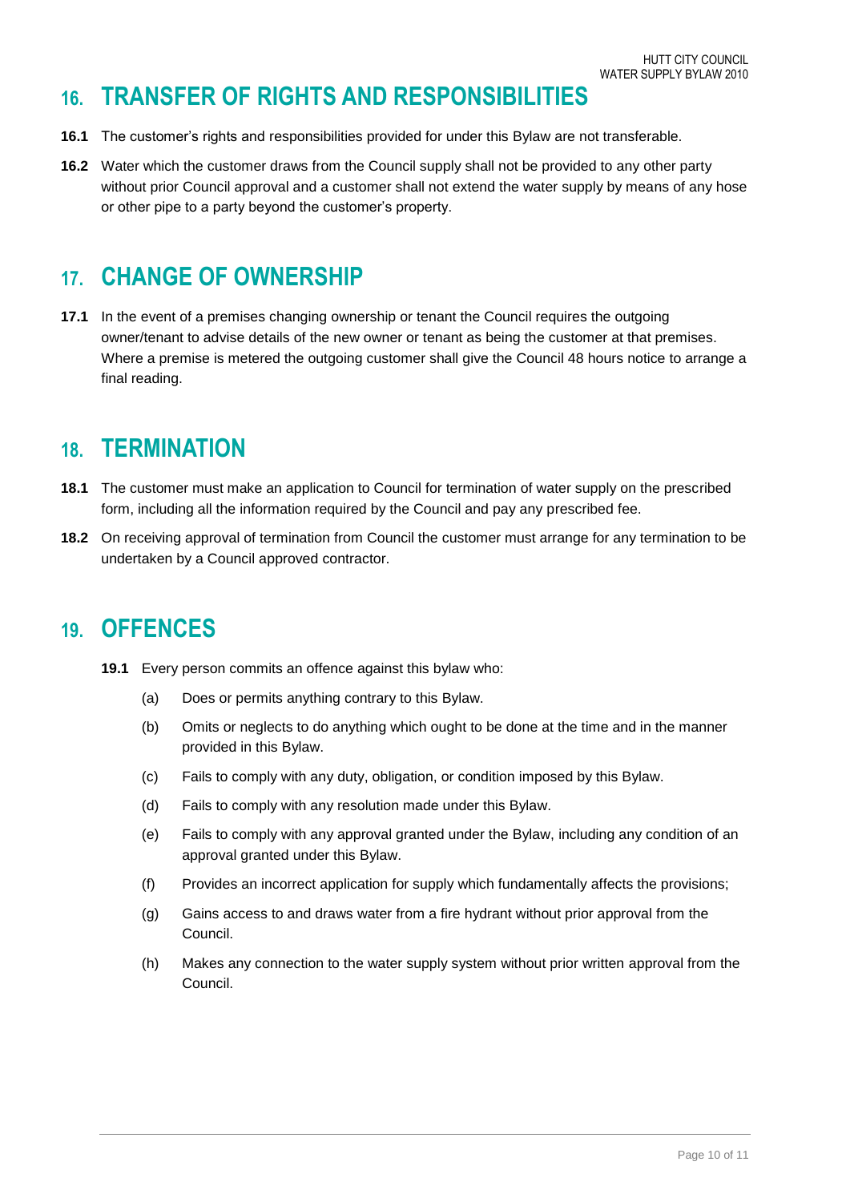## 16. TRANSFER OF RIGHTS AND RESPONSIBILITIES

**16.1** The customer's rights and responsibilities provided for under this Bylaw are not transferable.

**16.2** Water which the customer draws from the Council supply shall not be provided to any other party without prior Council approval and a customer shall not extend the water supply by means of any hose or other pipe to a party beyond the customer's property.

## 17. CHANGE OF OWNERSHIP

**17.1** In the event of a premises changing ownership or tenant the Council requires the outgoing owner/tenant to advise details of the new owner or tenant as being the customer at that premises. Where a premise is metered the outgoing customer shall give the Council 48 hours notice to arrange a final reading.

## 18. TERMINATION

**18.1** The customer must make an application to Council for termination of water supply on the prescribed form, including all the information required by the Council and pay any prescribed fee.

**18.2** On receiving approval of termination from Council the customer must arrange for any termination to be undertaken by a Council approved contractor.

## 19. OFFENCES

**19.1** Every person commits an offence against this bylaw who:

(a) Does or permits anything contrary to this Bylaw.

(b) Omits or neglects to do anything which ought to be done at the time and in the manner provided in this Bylaw.

(c) Fails to comply with any duty, obligation, or condition imposed by this Bylaw.

(d) Fails to comply with any resolution made under this Bylaw.

(e) Fails to comply with any approval granted under the Bylaw, including any condition of an approval granted under this Bylaw.

(f) Provides an incorrect application for supply which fundamentally affects the provisions;

(g) Gains access to and draws water from a fire hydrant without prior approval from the Council.

(h) Makes any connection to the water supply system without prior written approval from the Council.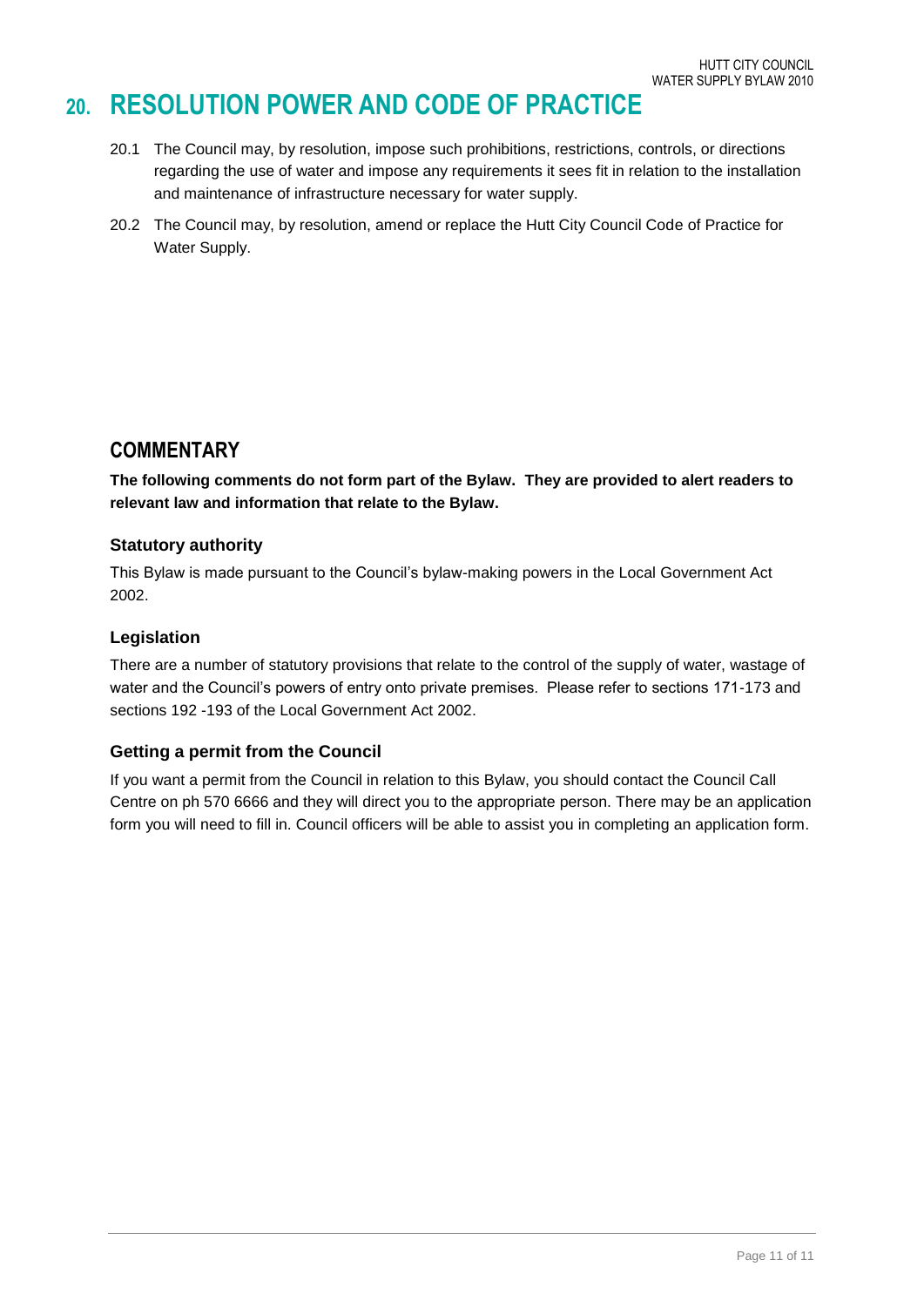# 20. RESOLUTION POWER AND CODE OF PRACTICE

20.1 The Council may, by resolution, impose such prohibitions, restrictions, controls, or directions regarding the use of water and impose any requirements it sees fit in relation to the installation and maintenance of infrastructure necessary for water supply.

20.2 The Council may, by resolution, amend or replace the Hutt City Council Code of Practice for Water Supply.

## COMMENTARY

**The following comments do not form part of the Bylaw. They are provided to alert readers to relevant law and information that relate to the Bylaw.**

### Statutory authority

This Bylaw is made pursuant to the Council's bylaw-making powers in the Local Government Act 2002.

### Legislation

There are a number of statutory provisions that relate to the control of the supply of water, wastage of water and the Council's powers of entry onto private premises. Please refer to sections 171-173 and sections 192 -193 of the Local Government Act 2002.

### Getting a permit from the Council

If you want a permit from the Council in relation to this Bylaw, you should contact the Council Call Centre on ph 570 6666 and they will direct you to the appropriate person. There may be an application form you will need to fill in. Council officers will be able to assist you in completing an application form.